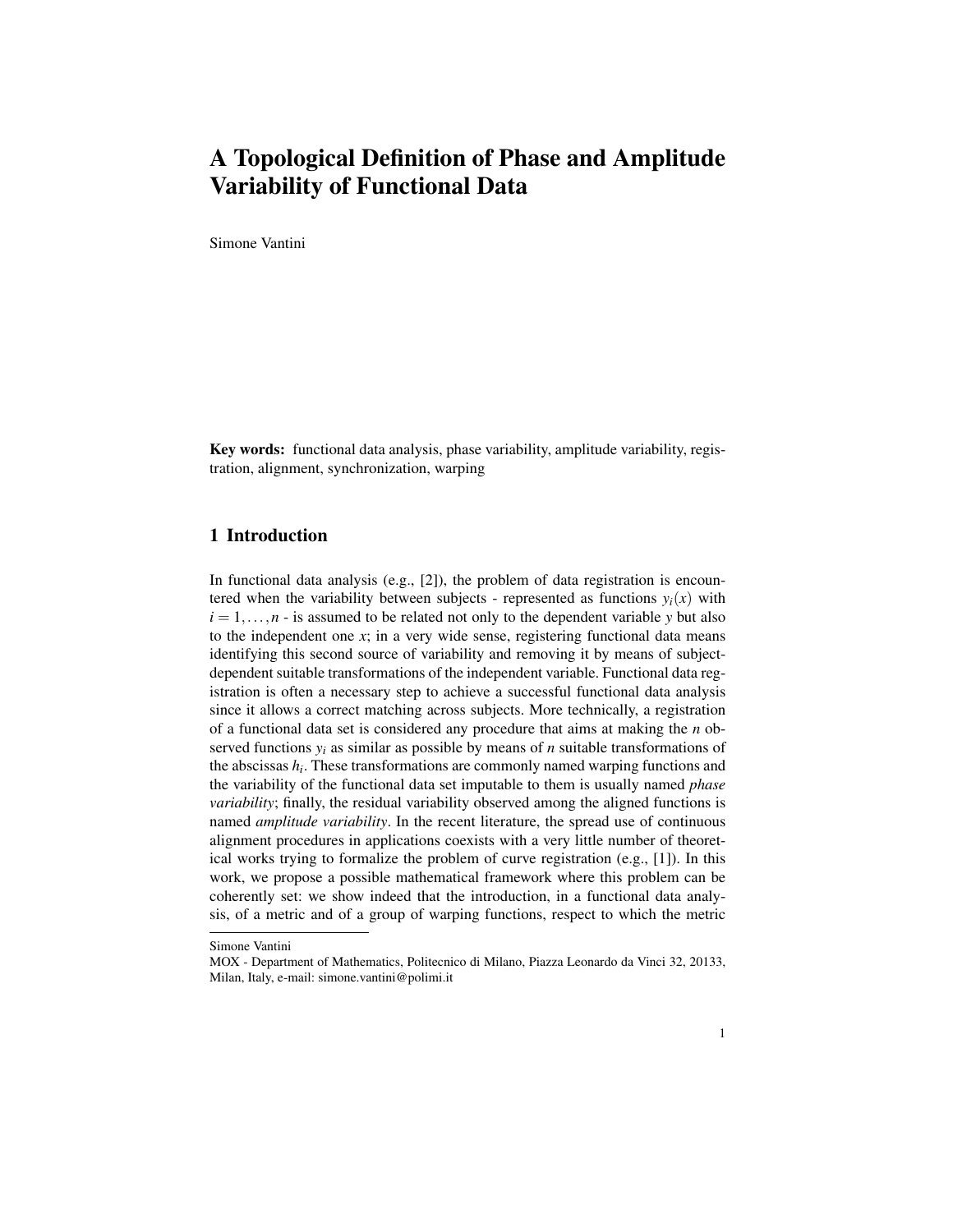# A Topological Definition of Phase and Amplitude Variability of Functional Data

Simone Vantini

**Key words:** functional data analysis, phase variability, amplitude variability, registration, alignment, synchronization, warping

## 1 Introduction

In functional data analysis (e.g., [2]), the problem of data registration is encountered when the variability between subjects - represented as functions $y_i(x)$ with $i = 1, \ldots, n$ - is assumed to be related not only to the dependent variable $y$ but also to the independent one $x$; in a very wide sense, registering functional data means identifying this second source of variability and removing it by means of subject-dependent suitable transformations of the independent variable. Functional data registration is often a necessary step to achieve a successful functional data analysis since it allows a correct matching across subjects. More technically, a registration of a functional data set is considered any procedure that aims at making the $n$ observed functions $y_i$ as similar as possible by means of $n$ suitable transformations of the abscissas $h_i$. These transformations are commonly named warping functions and the variability of the functional data set imputable to them is usually named *phase variability*; finally, the residual variability observed among the aligned functions is named *amplitude variability*. In the recent literature, the spread use of continuous alignment procedures in applications coexists with a very little number of theoretical works trying to formalize the problem of curve registration (e.g., [1]). In this work, we propose a possible mathematical framework where this problem can be coherently set: we show indeed that the introduction, in a functional data analysis, of a metric and of a group of warping functions, respect to which the metric

Simone Vantini
MOX - Department of Mathematics, Politecnico di Milano, Piazza Leonardo da Vinci 32, 20133, Milan, Italy, e-mail: simone.vantini@polimi.it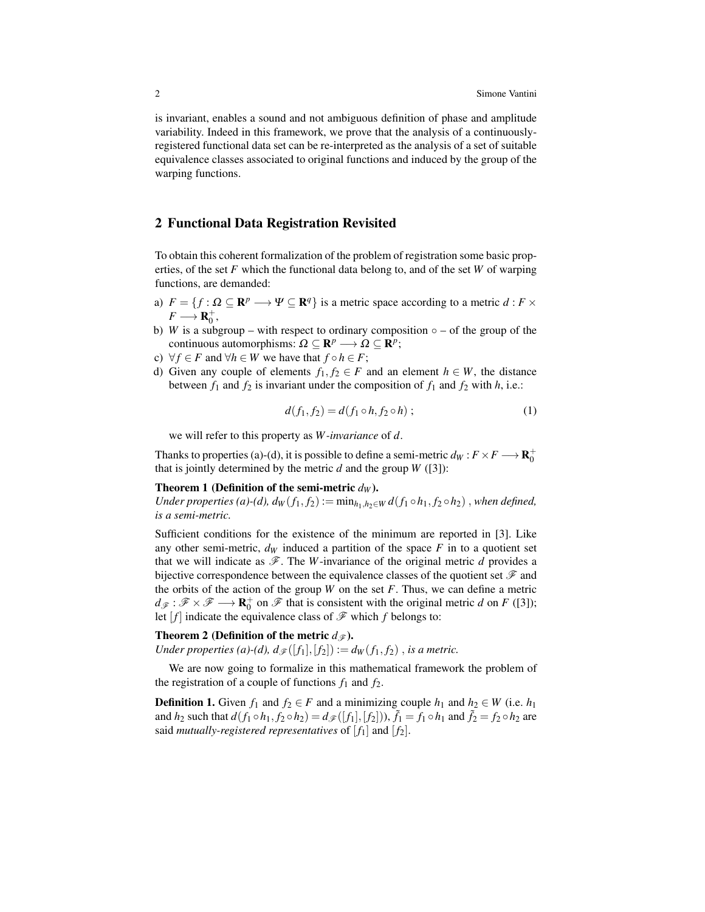is invariant, enables a sound and not ambiguous definition of phase and amplitude variability. Indeed in this framework, we prove that the analysis of a continuously-registered functional data set can be re-interpreted as the analysis of a set of suitable equivalence classes associated to original functions and induced by the group of the warping functions.

## 2 Functional Data Registration Revisited

To obtain this coherent formalization of the problem of registration some basic properties, of the set $F$ which the functional data belong to, and of the set $W$ of warping functions, are demanded:

a) $F = \{f : \Omega \subseteq \mathbf{R}^p \longrightarrow \Psi \subseteq \mathbf{R}^q\}$ is a metric space according to a metric $d : F \times F \longrightarrow \mathbf{R}_0^+$,
b) $W$ is a subgroup – with respect to ordinary composition $\circ$ – of the group of the continuous automorphisms: $\Omega \subseteq \mathbf{R}^p \longrightarrow \Omega \subseteq \mathbf{R}^p$;
c) $\forall f \in F$ and $\forall h \in W$ we have that $f \circ h \in F$;
d) Given any couple of elements $f_1, f_2 \in F$ and an element $h \in W$, the distance between $f_1$ and $f_2$ is invariant under the composition of $f_1$ and $f_2$ with $h$, i.e.:

$$d(f_1, f_2) = d(f_1 \circ h, f_2 \circ h)\ ; \tag{1}$$

we will refer to this property as *W-invariance* of $d$.

Thanks to properties (a)-(d), it is possible to define a semi-metric $d_W : F \times F \longrightarrow \mathbf{R}_0^+$ that is jointly determined by the metric $d$ and the group $W$ ([3]):

**Theorem 1 (Definition of the semi-metric $d_W$).**
*Under properties (a)-(d),* $d_W(f_1, f_2) := \min_{h_1,h_2 \in W} d(f_1 \circ h_1, f_2 \circ h_2)$ *, when defined, is a semi-metric.*

Sufficient conditions for the existence of the minimum are reported in [3]. Like any other semi-metric, $d_W$ induced a partition of the space $F$ in to a quotient set that we will indicate as $\mathscr{F}$. The $W$-invariance of the original metric $d$ provides a bijective correspondence between the equivalence classes of the quotient set $\mathscr{F}$ and the orbits of the action of the group $W$ on the set $F$. Thus, we can define a metric $d_{\mathscr{F}} : \mathscr{F} \times \mathscr{F} \longrightarrow \mathbf{R}_0^+$ on $\mathscr{F}$ that is consistent with the original metric $d$ on $F$ ([3]); let $[f]$ indicate the equivalence class of $\mathscr{F}$ which $f$ belongs to:

**Theorem 2 (Definition of the metric $d_{\mathscr{F}}$).**
*Under properties (a)-(d),* $d_{\mathscr{F}}([f_1],[f_2]) := d_W(f_1, f_2)$ *, is a metric.*

We are now going to formalize in this mathematical framework the problem of the registration of a couple of functions $f_1$ and $f_2$.

**Definition 1.** Given $f_1$ and $f_2 \in F$ and a minimizing couple $h_1$ and $h_2 \in W$ (i.e. $h_1$ and $h_2$ such that $d(f_1 \circ h_1, f_2 \circ h_2) = d_{\mathscr{F}}([f_1],[f_2])$), $\tilde{f}_1 = f_1 \circ h_1$ and $\tilde{f}_2 = f_2 \circ h_2$ are said *mutually-registered representatives* of $[f_1]$ and $[f_2]$.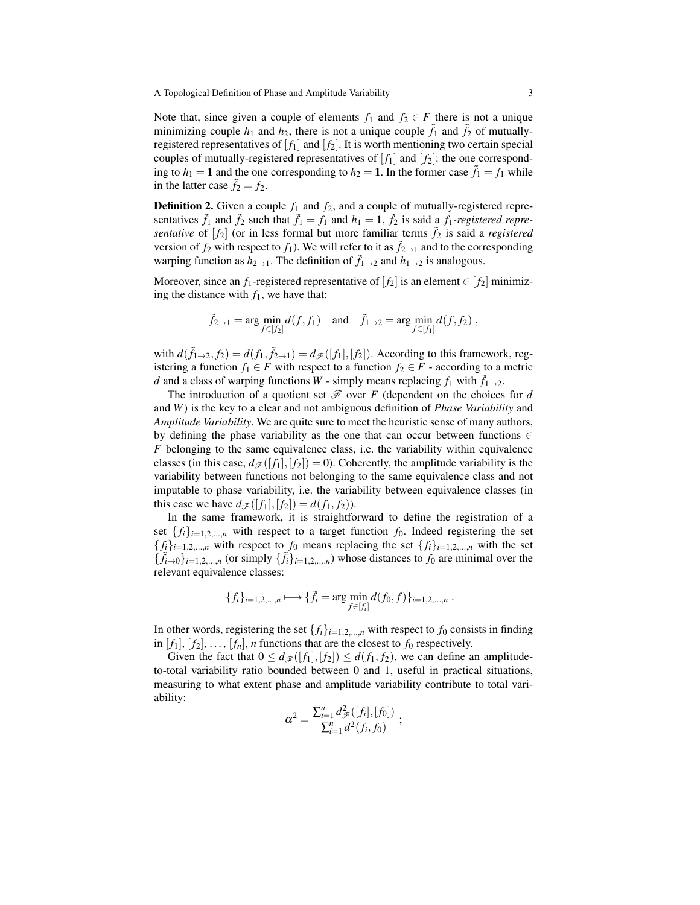Note that, since given a couple of elements $f_1$ and $f_2 \in F$ there is not a unique minimizing couple $h_1$ and $h_2$, there is not a unique couple $\tilde{f}_1$ and $\tilde{f}_2$ of mutually-registered representatives of $[f_1]$ and $[f_2]$. It is worth mentioning two certain special couples of mutually-registered representatives of $[f_1]$ and $[f_2]$: the one corresponding to $h_1 = \mathbf{1}$ and the one corresponding to $h_2 = \mathbf{1}$. In the former case $\tilde{f}_1 = f_1$ while in the latter case $\tilde{f}_2 = f_2$.

**Definition 2.** Given a couple $f_1$ and $f_2$, and a couple of mutually-registered representatives $\tilde{f}_1$ and $\tilde{f}_2$ such that $\tilde{f}_1 = f_1$ and $h_1 = \mathbf{1}$, $\tilde{f}_2$ is said a *$f_1$-registered representative* of $[f_2]$ (or in less formal but more familiar terms $\tilde{f}_2$ is said a *registered* version of $f_2$ with respect to $f_1$). We will refer to it as $\tilde{f}_{2\to 1}$ and to the corresponding warping function as $h_{2\to 1}$. The definition of $\tilde{f}_{1\to 2}$ and $h_{1\to 2}$ is analogous.

Moreover, since an $f_1$-registered representative of $[f_2]$ is an element $\in [f_2]$ minimizing the distance with $f_1$, we have that:

$$\tilde{f}_{2\to 1} = \arg\min_{f \in [f_2]} d(f, f_1) \quad \text{and} \quad \tilde{f}_{1\to 2} = \arg\min_{f \in [f_1]} d(f, f_2) \ ,$$

with $d(\tilde{f}_{1\to 2}, f_2) = d(f_1, \tilde{f}_{2\to 1}) = d_{\mathscr{F}}([f_1],[f_2])$. According to this framework, registering a function $f_1 \in F$ with respect to a function $f_2 \in F$ - according to a metric $d$ and a class of warping functions $W$ - simply means replacing $f_1$ with $\tilde{f}_{1\to 2}$.

The introduction of a quotient set $\mathscr{F}$ over $F$ (dependent on the choices for $d$ and $W$) is the key to a clear and not ambiguous definition of *Phase Variability* and *Amplitude Variability*. We are quite sure to meet the heuristic sense of many authors, by defining the phase variability as the one that can occur between functions $\in F$ belonging to the same equivalence class, i.e. the variability within equivalence classes (in this case, $d_{\mathscr{F}}([f_1],[f_2]) = 0$). Coherently, the amplitude variability is the variability between functions not belonging to the same equivalence class and not imputable to phase variability, i.e. the variability between equivalence classes (in this case we have $d_{\mathscr{F}}([f_1],[f_2]) = d(f_1, f_2)$).

In the same framework, it is straightforward to define the registration of a set $\{f_i\}_{i=1,2,\dots,n}$ with respect to a target function $f_0$. Indeed registering the set $\{f_i\}_{i=1,2,\dots,n}$ with respect to $f_0$ means replacing the set $\{f_i\}_{i=1,2,\dots,n}$ with the set $\{\tilde{f}_{i\to 0}\}_{i=1,2,\dots,n}$ (or simply $\{\tilde{f}_i\}_{i=1,2,\dots,n}$) whose distances to $f_0$ are minimal over the relevant equivalence classes:

$$\{f_i\}_{i=1,2,\dots,n} \longmapsto \{\tilde{f}_i = \arg\min_{f \in [f_i]} d(f_0, f)\}_{i=1,2,\dots,n} \ .$$

In other words, registering the set $\{f_i\}_{i=1,2,\dots,n}$ with respect to $f_0$ consists in finding in $[f_1]$, $[f_2]$, ..., $[f_n]$, $n$ functions that are the closest to $f_0$ respectively.

Given the fact that $0 \leq d_{\mathscr{F}}([f_1],[f_2]) \leq d(f_1, f_2)$, we can define an amplitude-to-total variability ratio bounded between 0 and 1, useful in practical situations, measuring to what extent phase and amplitude variability contribute to total variability:

$$\alpha^2 = \frac{\sum_{i=1}^n d_{\mathscr{F}}^2([f_i],[f_0])}{\sum_{i=1}^n d^2(f_i, f_0)} \ ;$$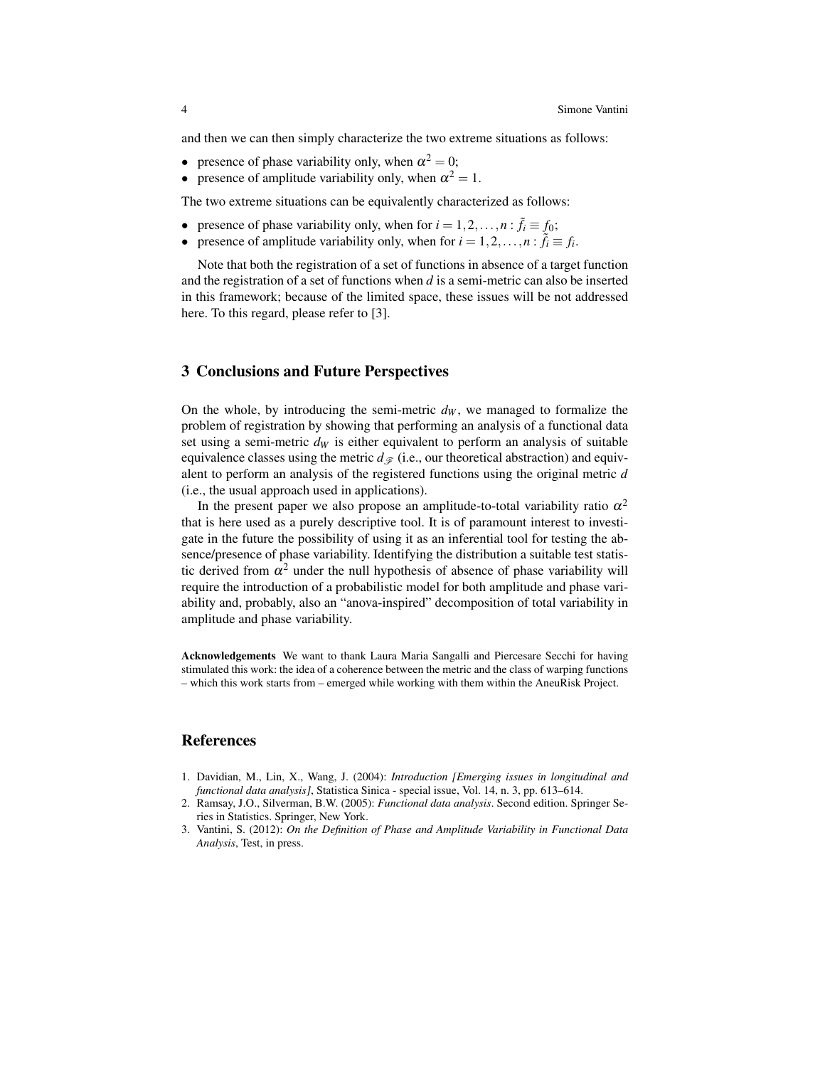and then we can then simply characterize the two extreme situations as follows:

- presence of phase variability only, when $\alpha^2 = 0$;
- presence of amplitude variability only, when $\alpha^2 = 1$.

The two extreme situations can be equivalently characterized as follows:

- presence of phase variability only, when for $i = 1, 2, \ldots, n : \tilde{f}_i \equiv f_0$;
- presence of amplitude variability only, when for $i = 1, 2, \ldots, n : \tilde{f}_i \equiv f_i$.

Note that both the registration of a set of functions in absence of a target function and the registration of a set of functions when $d$ is a semi-metric can also be inserted in this framework; because of the limited space, these issues will be not addressed here. To this regard, please refer to [3].

## 3 Conclusions and Future Perspectives

On the whole, by introducing the semi-metric $d_W$, we managed to formalize the problem of registration by showing that performing an analysis of a functional data set using a semi-metric $d_W$ is either equivalent to perform an analysis of suitable equivalence classes using the metric $d_{\mathscr{F}}$ (i.e., our theoretical abstraction) and equivalent to perform an analysis of the registered functions using the original metric $d$ (i.e., the usual approach used in applications).

In the present paper we also propose an amplitude-to-total variability ratio $\alpha^2$ that is here used as a purely descriptive tool. It is of paramount interest to investigate in the future the possibility of using it as an inferential tool for testing the absence/presence of phase variability. Identifying the distribution a suitable test statistic derived from $\alpha^2$ under the null hypothesis of absence of phase variability will require the introduction of a probabilistic model for both amplitude and phase variability and, probably, also an "anova-inspired" decomposition of total variability in amplitude and phase variability.

**Acknowledgements** We want to thank Laura Maria Sangalli and Piercesare Secchi for having stimulated this work: the idea of a coherence between the metric and the class of warping functions – which this work starts from – emerged while working with them within the AneuRisk Project.

## References

1. Davidian, M., Lin, X., Wang, J. (2004): *Introduction [Emerging issues in longitudinal and functional data analysis]*, Statistica Sinica - special issue, Vol. 14, n. 3, pp. 613–614.
2. Ramsay, J.O., Silverman, B.W. (2005): *Functional data analysis*. Second edition. Springer Series in Statistics. Springer, New York.
3. Vantini, S. (2012): *On the Definition of Phase and Amplitude Variability in Functional Data Analysis*, Test, in press.